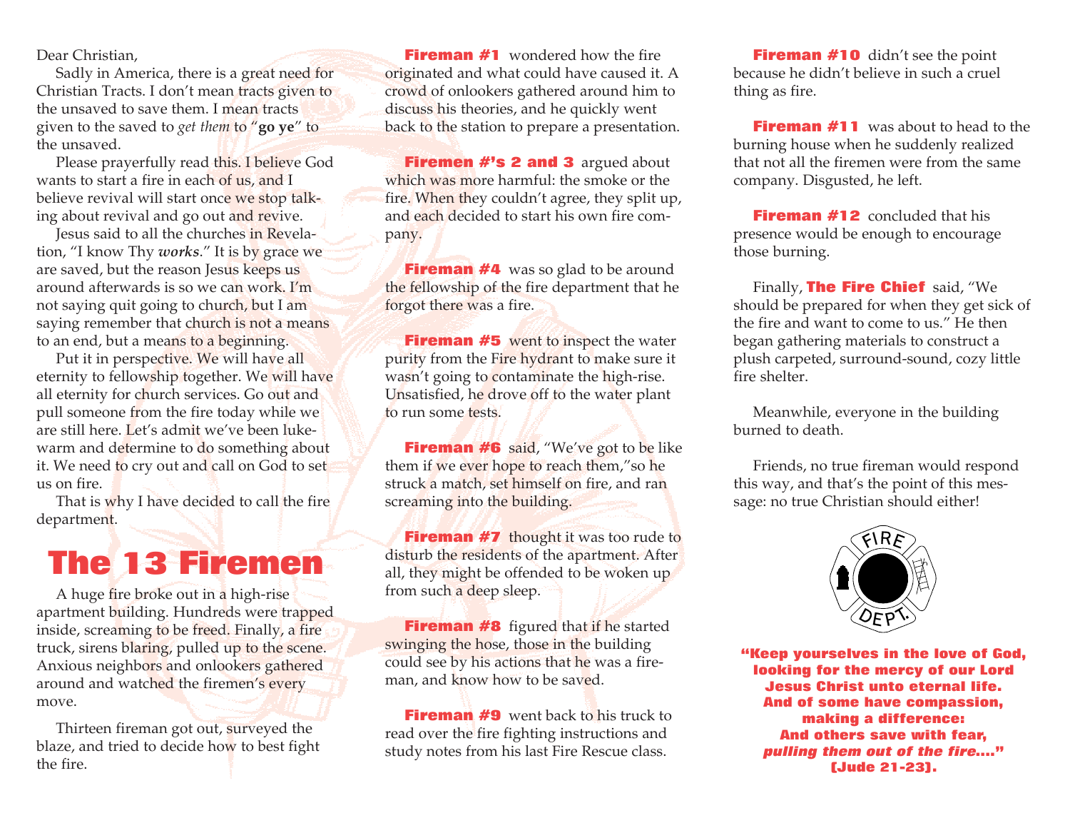Dear Christian,

Sadly in America, there is a great need for Christian Tracts. I don't mean tracts given to the unsaved to save them. I mean tracts given to the saved to *get them* to "**go ye**" to the unsaved.

Please prayerfully read this. I believe God wants to start a fire in each of us, and I believe revival will start once we stop talking about revival and go out and revive.

Jesus said to all the churches in Revelation, "I know Thy ***works***." It is by grace we are saved, but the reason Jesus keeps us around afterwards is so we can work. I'm not saying quit going to church, but I am saying remember that church is not a means to an end, but a means to a beginning.

Put it in perspective. We will have all eternity to fellowship together. We will have all eternity for church services. Go out and pull someone from the fire today while we are still here. Let's admit we've been lukewarm and determine to do something about it. We need to cry out and call on God to set us on fire.

That is why I have decided to call the fire department.

# The 13 Firemen

A huge fire broke out in a high-rise apartment building. Hundreds were trapped inside, screaming to be freed. Finally, a fire truck, sirens blaring, pulled up to the scene. Anxious neighbors and onlookers gathered around and watched the firemen's every move.

Thirteen fireman got out, surveyed the blaze, and tried to decide how to best fight the fire.

**Fireman #1** wondered how the fire originated and what could have caused it. A crowd of onlookers gathered around him to discuss his theories, and he quickly went back to the station to prepare a presentation.

**Firemen #'s 2 and 3** argued about which was more harmful: the smoke or the fire. When they couldn't agree, they split up, and each decided to start his own fire company.

**Fireman #4** was so glad to be around the fellowship of the fire department that he forgot there was a fire.

**Fireman #5** went to inspect the water purity from the Fire hydrant to make sure it wasn't going to contaminate the high-rise. Unsatisfied, he drove off to the water plant to run some tests.

**Fireman #6** said, "We've got to be like them if we ever hope to reach them,"so he struck a match, set himself on fire, and ran screaming into the building.

**Fireman #7** thought it was too rude to disturb the residents of the apartment. After all, they might be offended to be woken up from such a deep sleep.

**Fireman #8** figured that if he started swinging the hose, those in the building could see by his actions that he was a fireman, and know how to be saved.

**Fireman #9** went back to his truck to read over the fire fighting instructions and study notes from his last Fire Rescue class.

**Fireman #10** didn't see the point because he didn't believe in such a cruel thing as fire.

**Fireman #11** was about to head to the burning house when he suddenly realized that not all the firemen were from the same company. Disgusted, he left.

**Fireman #12** concluded that his presence would be enough to encourage those burning.

Finally, **The Fire Chief** said, "We should be prepared for when they get sick of the fire and want to come to us." He then began gathering materials to construct a plush carpeted, surround-sound, cozy little fire shelter.

Meanwhile, everyone in the building burned to death.

Friends, no true fireman would respond this way, and that's the point of this message: no true Christian should either!

FIRE DEPT.

**"Keep yourselves in the love of God, looking for the mercy of our Lord Jesus Christ unto eternal life. And of some have compassion, making a difference: And others save with fear, *pulling them out of the fire....*" [Jude 21-23].**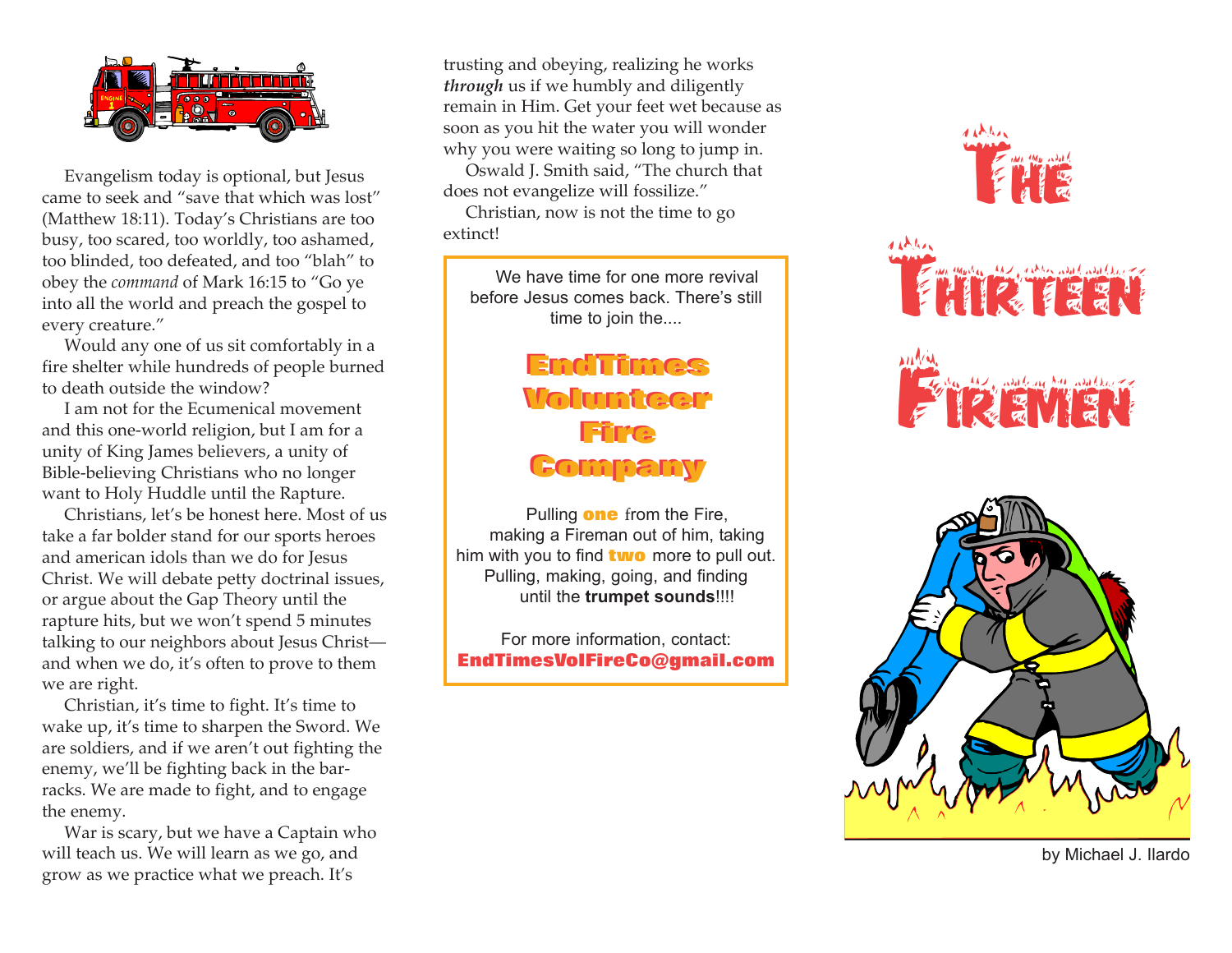Evangelism today is optional, but Jesus came to seek and "save that which was lost" (Matthew 18:11). Today's Christians are too busy, too scared, too worldly, too ashamed, too blinded, too defeated, and too "blah" to obey the *command* of Mark 16:15 to "Go ye into all the world and preach the gospel to every creature."

Would any one of us sit comfortably in a fire shelter while hundreds of people burned to death outside the window?

I am not for the Ecumenical movement and this one-world religion, but I am for a unity of King James believers, a unity of Bible-believing Christians who no longer want to Holy Huddle until the Rapture.

Christians, let's be honest here. Most of us take a far bolder stand for our sports heroes and american idols than we do for Jesus Christ. We will debate petty doctrinal issues, or argue about the Gap Theory until the rapture hits, but we won't spend 5 minutes talking to our neighbors about Jesus Christ—and when we do, it's often to prove to them we are right.

Christian, it's time to fight. It's time to wake up, it's time to sharpen the Sword. We are soldiers, and if we aren't out fighting the enemy, we'll be fighting back in the barracks. We are made to fight, and to engage the enemy.

War is scary, but we have a Captain who will teach us. We will learn as we go, and grow as we practice what we preach. It's trusting and obeying, realizing he works ***through*** us if we humbly and diligently remain in Him. Get your feet wet because as soon as you hit the water you will wonder why you were waiting so long to jump in.

Oswald J. Smith said, "The church that does not evangelize will fossilize."

Christian, now is not the time to go extinct!

We have time for one more revival before Jesus comes back. There's still time to join the....

## EndTimes Volunteer Fire Company

Pulling **one** from the Fire, making a Fireman out of him, taking him with you to find **two** more to pull out. Pulling, making, going, and finding until the **trumpet sounds**!!!!

For more information, contact:
**EndTimesVolFireCo@gmail.com**

# The Thirteen Firemen

by Michael J. Ilardo